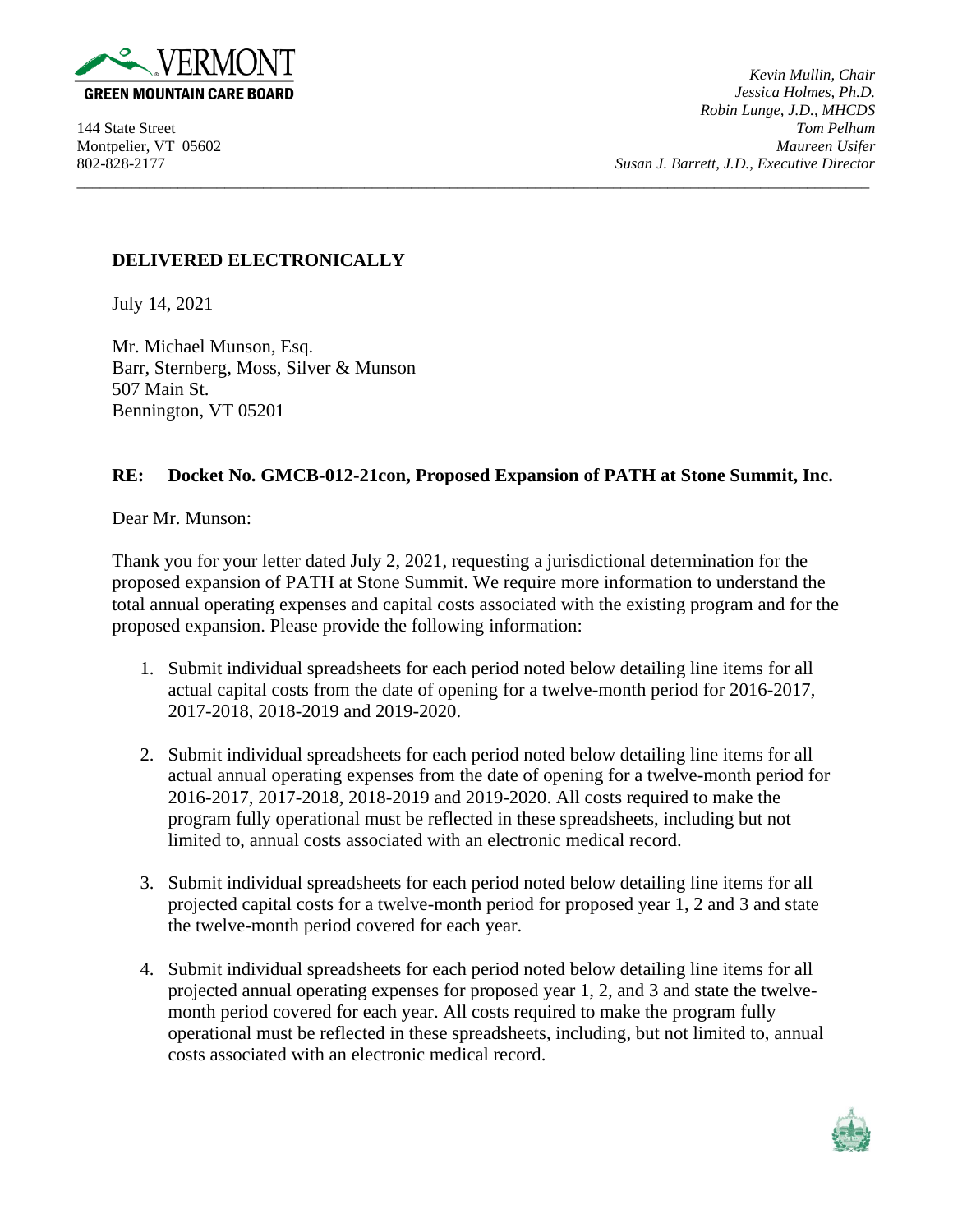VERMONT
**GREEN MOUNTAIN CARE BOARD**

144 State Street
Montpelier, VT 05602
802-828-2177

*Kevin Mullin, Chair*
*Jessica Holmes, Ph.D.*
*Robin Lunge, J.D., MHCDS*
*Tom Pelham*
*Maureen Usifer*
*Susan J. Barrett, J.D., Executive Director*

---

**DELIVERED ELECTRONICALLY**

July 14, 2021

Mr. Michael Munson, Esq.
Barr, Sternberg, Moss, Silver & Munson
507 Main St.
Bennington, VT 05201

**RE: Docket No. GMCB-012-21con, Proposed Expansion of PATH at Stone Summit, Inc.**

Dear Mr. Munson:

Thank you for your letter dated July 2, 2021, requesting a jurisdictional determination for the proposed expansion of PATH at Stone Summit. We require more information to understand the total annual operating expenses and capital costs associated with the existing program and for the proposed expansion. Please provide the following information:

1. Submit individual spreadsheets for each period noted below detailing line items for all actual capital costs from the date of opening for a twelve-month period for 2016-2017, 2017-2018, 2018-2019 and 2019-2020.

2. Submit individual spreadsheets for each period noted below detailing line items for all actual annual operating expenses from the date of opening for a twelve-month period for 2016-2017, 2017-2018, 2018-2019 and 2019-2020. All costs required to make the program fully operational must be reflected in these spreadsheets, including but not limited to, annual costs associated with an electronic medical record.

3. Submit individual spreadsheets for each period noted below detailing line items for all projected capital costs for a twelve-month period for proposed year 1, 2 and 3 and state the twelve-month period covered for each year.

4. Submit individual spreadsheets for each period noted below detailing line items for all projected annual operating expenses for proposed year 1, 2, and 3 and state the twelve-month period covered for each year. All costs required to make the program fully operational must be reflected in these spreadsheets, including, but not limited to, annual costs associated with an electronic medical record.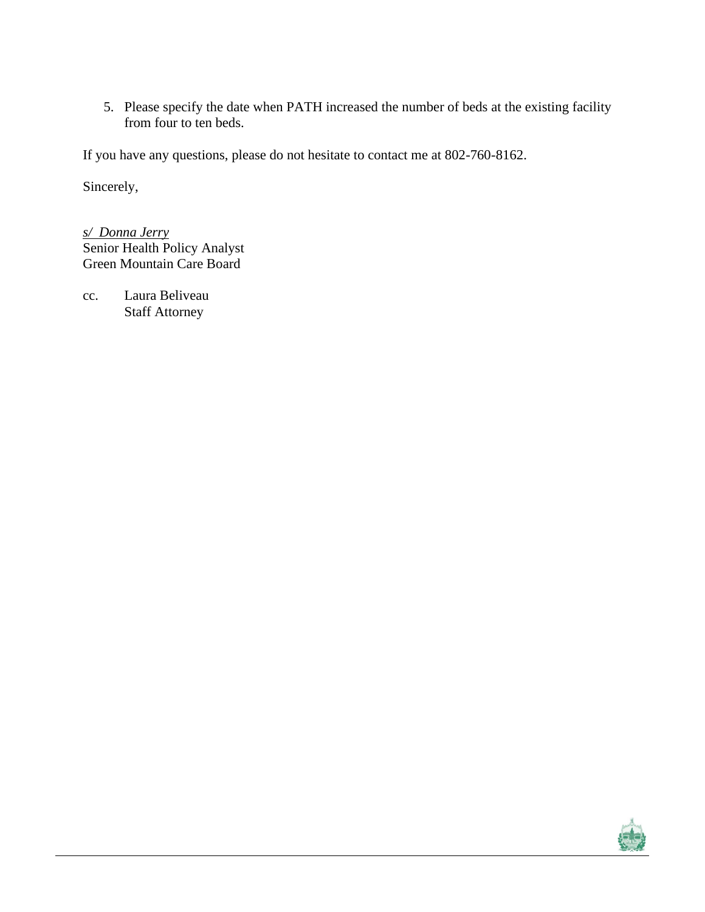5. Please specify the date when PATH increased the number of beds at the existing facility from four to ten beds.

If you have any questions, please do not hesitate to contact me at 802-760-8162.

Sincerely,

*s/ Donna Jerry*
Senior Health Policy Analyst
Green Mountain Care Board

cc. Laura Beliveau
Staff Attorney